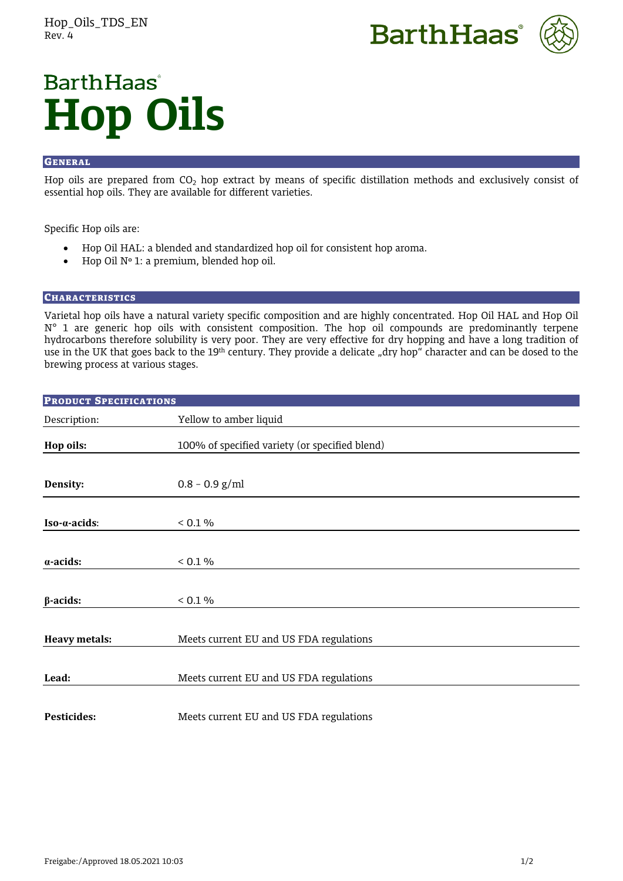# BarthHaas Hop Oils

## General

Hop oils are prepared from $CO_2$ hop extract by means of specific distillation methods and exclusively consist of essential hop oils. They are available for different varieties.

Specific Hop oils are:

- Hop Oil HAL: a blended and standardized hop oil for consistent hop aroma.
- Hop Oil Nº 1: a premium, blended hop oil.

## Characteristics

Varietal hop oils have a natural variety specific composition and are highly concentrated. Hop Oil HAL and Hop Oil N° 1 are generic hop oils with consistent composition. The hop oil compounds are predominantly terpene hydrocarbons therefore solubility is very poor. They are very effective for dry hopping and have a long tradition of use in the UK that goes back to the 19th century. They provide a delicate „dry hop" character and can be dosed to the brewing process at various stages.

## Product Specifications

| | |
|---|---|
| Description: | Yellow to amber liquid |
| **Hop oils:** | 100% of specified variety (or specified blend) |
| **Density:** | 0.8 – 0.9 g/ml |
| **Iso-α-acids:** | < 0.1 % |
| **α-acids:** | < 0.1 % |
| **β-acids:** | < 0.1 % |
| **Heavy metals:** | Meets current EU and US FDA regulations |
| **Lead:** | Meets current EU and US FDA regulations |
| **Pesticides:** | Meets current EU and US FDA regulations |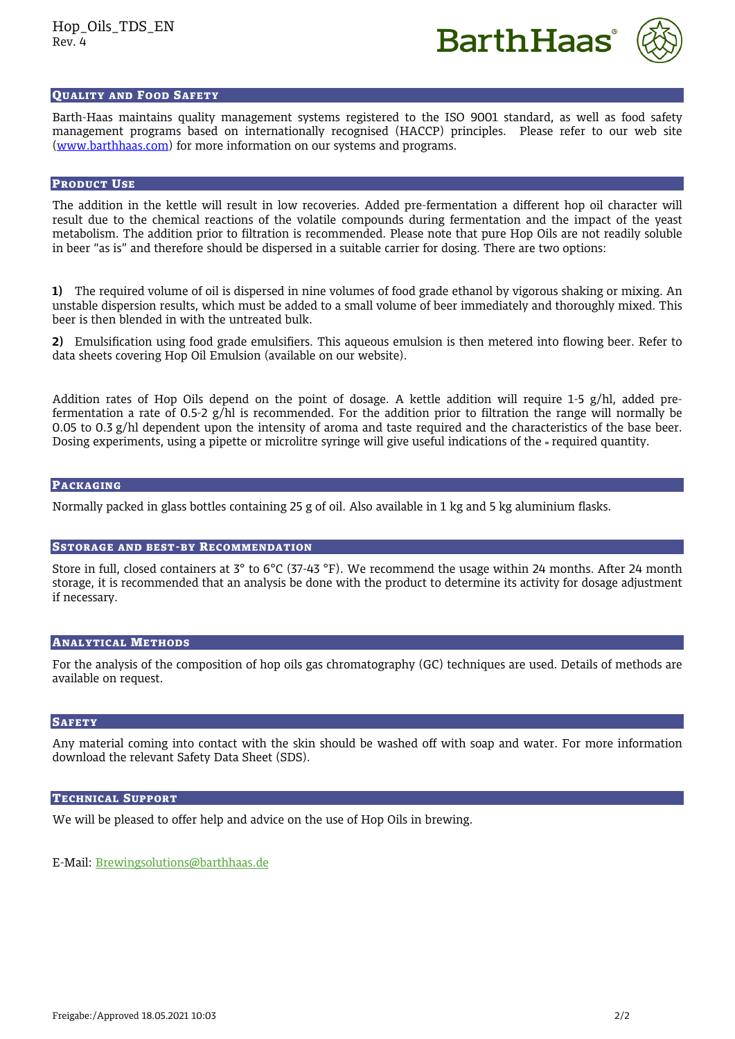## Quality and Food Safety

Barth-Haas maintains quality management systems registered to the ISO 9001 standard, as well as food safety management programs based on internationally recognised (HACCP) principles. Please refer to our web site ([www.barthhaas.com](http://www.barthhaas.com)) for more information on our systems and programs.

## Product Use

The addition in the kettle will result in low recoveries. Added pre-fermentation a different hop oil character will result due to the chemical reactions of the volatile compounds during fermentation and the impact of the yeast metabolism. The addition prior to filtration is recommended. Please note that pure Hop Oils are not readily soluble in beer "as is" and therefore should be dispersed in a suitable carrier for dosing. There are two options:

**1)** The required volume of oil is dispersed in nine volumes of food grade ethanol by vigorous shaking or mixing. An unstable dispersion results, which must be added to a small volume of beer immediately and thoroughly mixed. This beer is then blended in with the untreated bulk.

**2)** Emulsification using food grade emulsifiers. This aqueous emulsion is then metered into flowing beer. Refer to data sheets covering Hop Oil Emulsion (available on our website).

Addition rates of Hop Oils depend on the point of dosage. A kettle addition will require 1-5 g/hl, added pre-fermentation a rate of 0.5-2 g/hl is recommended. For the addition prior to filtration the range will normally be 0.05 to 0.3 g/hl dependent upon the intensity of aroma and taste required and the characteristics of the base beer. Dosing experiments, using a pipette or microlitre syringe will give useful indications of the required quantity.

## Packaging

Normally packed in glass bottles containing 25 g of oil. Also available in 1 kg and 5 kg aluminium flasks.

## Sstorage and best-by Recommendation

Store in full, closed containers at 3° to 6°C (37-43 °F). We recommend the usage within 24 months. After 24 month storage, it is recommended that an analysis be done with the product to determine its activity for dosage adjustment if necessary.

## Analytical Methods

For the analysis of the composition of hop oils gas chromatography (GC) techniques are used. Details of methods are available on request.

## Safety

Any material coming into contact with the skin should be washed off with soap and water. For more information download the relevant Safety Data Sheet (SDS).

## Technical Support

We will be pleased to offer help and advice on the use of Hop Oils in brewing.

E-Mail: [Brewingsolutions@barthhaas.de](mailto:Brewingsolutions@barthhaas.de)

Freigabe:/Approved 18.05.2021 10:03